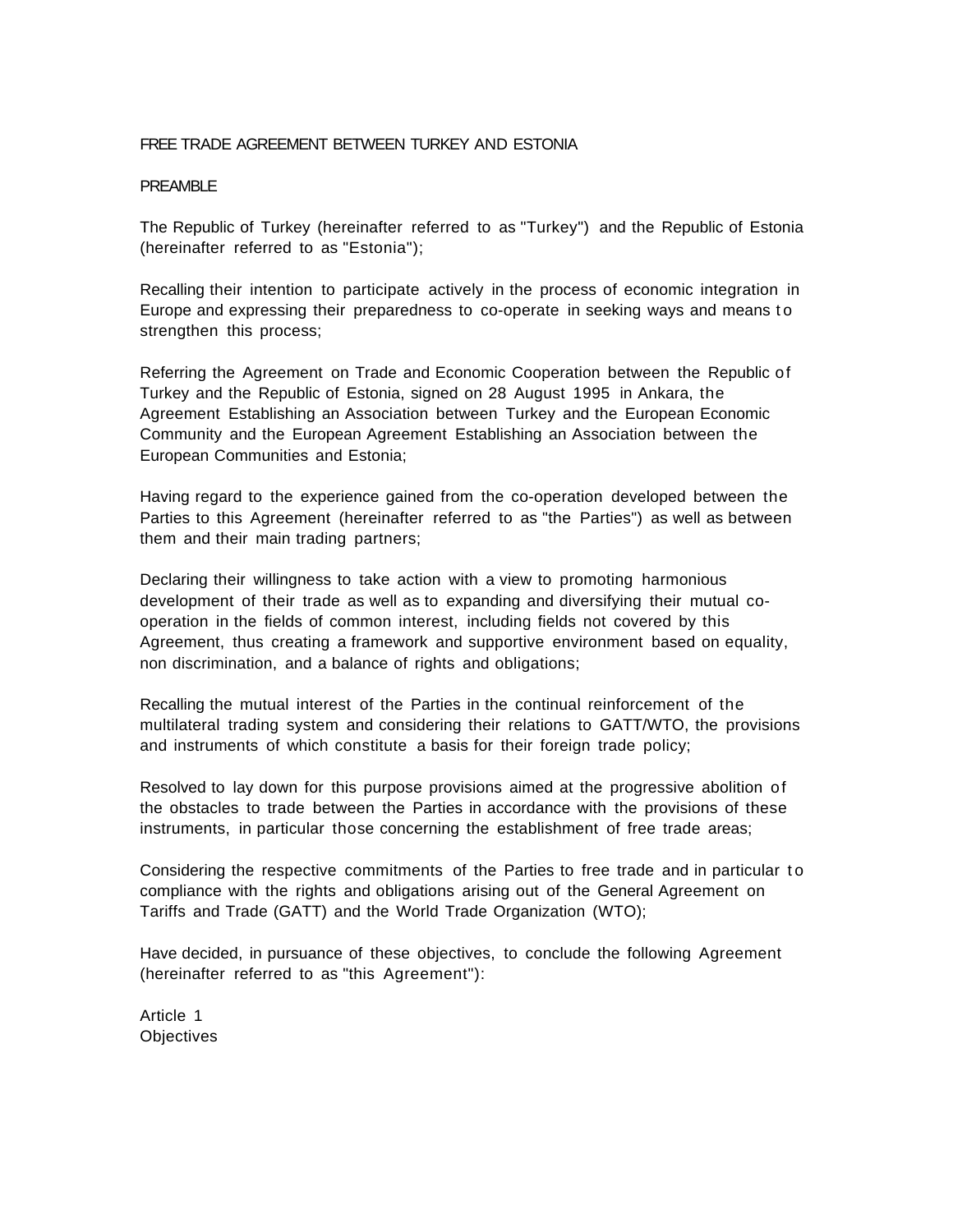# FREE TRADE AGREEMENT BETWEEN TURKEY AND ESTONIA

## PREAMBLE

The Republic of Turkey (hereinafter referred to as "Turkey") and the Republic of Estonia (hereinafter referred to as "Estonia");

Recalling their intention to participate actively in the process of economic integration in Europe and expressing their preparedness to co-operate in seeking ways and means to strengthen this process;

Referring the Agreement on Trade and Economic Cooperation between the Republic of Turkey and the Republic of Estonia, signed on 28 August 1995 in Ankara, the Agreement Establishing an Association between Turkey and the European Economic Community and the European Agreement Establishing an Association between the European Communities and Estonia;

Having regard to the experience gained from the co-operation developed between the Parties to this Agreement (hereinafter referred to as "the Parties") as well as between them and their main trading partners;

Declaring their willingness to take action with a view to promoting harmonious development of their trade as well as to expanding and diversifying their mutual co-operation in the fields of common interest, including fields not covered by this Agreement, thus creating a framework and supportive environment based on equality, non discrimination, and a balance of rights and obligations;

Recalling the mutual interest of the Parties in the continual reinforcement of the multilateral trading system and considering their relations to GATT/WTO, the provisions and instruments of which constitute a basis for their foreign trade policy;

Resolved to lay down for this purpose provisions aimed at the progressive abolition of the obstacles to trade between the Parties in accordance with the provisions of these instruments, in particular those concerning the establishment of free trade areas;

Considering the respective commitments of the Parties to free trade and in particular to compliance with the rights and obligations arising out of the General Agreement on Tariffs and Trade (GATT) and the World Trade Organization (WTO);

Have decided, in pursuance of these objectives, to conclude the following Agreement (hereinafter referred to as "this Agreement"):

### Article 1
### Objectives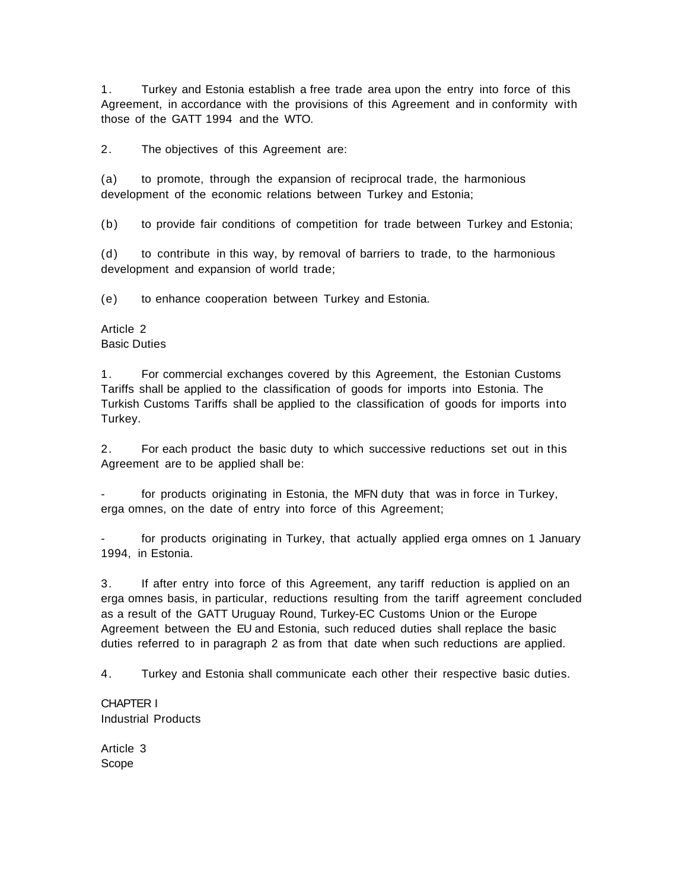1. Turkey and Estonia establish a free trade area upon the entry into force of this Agreement, in accordance with the provisions of this Agreement and in conformity with those of the GATT 1994 and the WTO.

2. The objectives of this Agreement are:

(a) to promote, through the expansion of reciprocal trade, the harmonious development of the economic relations between Turkey and Estonia;

(b) to provide fair conditions of competition for trade between Turkey and Estonia;

(d) to contribute in this way, by removal of barriers to trade, to the harmonious development and expansion of world trade;

(e) to enhance cooperation between Turkey and Estonia.

Article 2
Basic Duties

1. For commercial exchanges covered by this Agreement, the Estonian Customs Tariffs shall be applied to the classification of goods for imports into Estonia. The Turkish Customs Tariffs shall be applied to the classification of goods for imports into Turkey.

2. For each product the basic duty to which successive reductions set out in this Agreement are to be applied shall be:

- for products originating in Estonia, the MFN duty that was in force in Turkey, erga omnes, on the date of entry into force of this Agreement;

- for products originating in Turkey, that actually applied erga omnes on 1 January 1994, in Estonia.

3. If after entry into force of this Agreement, any tariff reduction is applied on an erga omnes basis, in particular, reductions resulting from the tariff agreement concluded as a result of the GATT Uruguay Round, Turkey-EC Customs Union or the Europe Agreement between the EU and Estonia, such reduced duties shall replace the basic duties referred to in paragraph 2 as from that date when such reductions are applied.

4. Turkey and Estonia shall communicate each other their respective basic duties.

CHAPTER I
Industrial Products

Article 3
Scope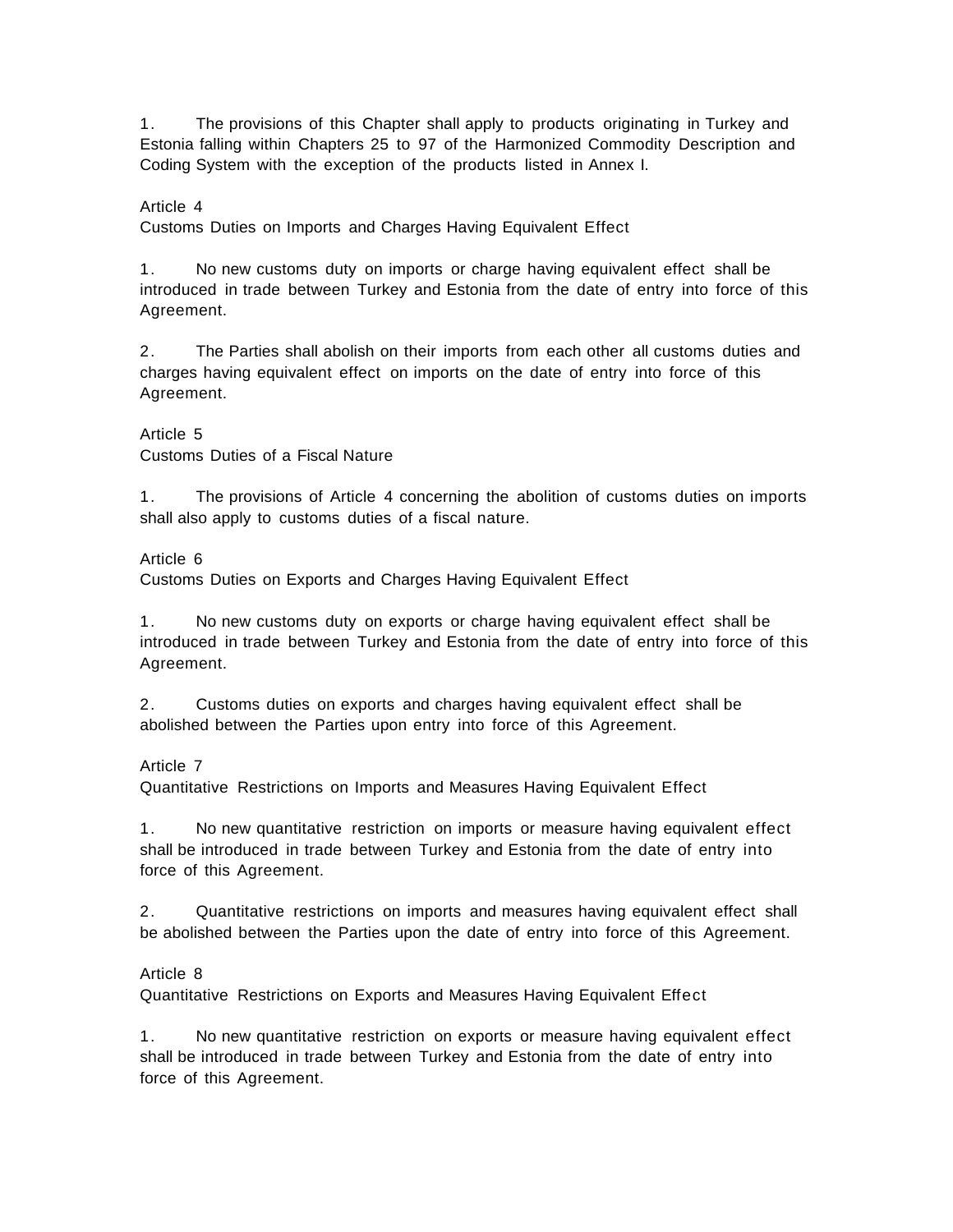1. The provisions of this Chapter shall apply to products originating in Turkey and Estonia falling within Chapters 25 to 97 of the Harmonized Commodity Description and Coding System with the exception of the products listed in Annex I.

Article 4
Customs Duties on Imports and Charges Having Equivalent Effect

1. No new customs duty on imports or charge having equivalent effect shall be introduced in trade between Turkey and Estonia from the date of entry into force of this Agreement.

2. The Parties shall abolish on their imports from each other all customs duties and charges having equivalent effect on imports on the date of entry into force of this Agreement.

Article 5
Customs Duties of a Fiscal Nature

1. The provisions of Article 4 concerning the abolition of customs duties on imports shall also apply to customs duties of a fiscal nature.

Article 6
Customs Duties on Exports and Charges Having Equivalent Effect

1. No new customs duty on exports or charge having equivalent effect shall be introduced in trade between Turkey and Estonia from the date of entry into force of this Agreement.

2. Customs duties on exports and charges having equivalent effect shall be abolished between the Parties upon entry into force of this Agreement.

Article 7
Quantitative Restrictions on Imports and Measures Having Equivalent Effect

1. No new quantitative restriction on imports or measure having equivalent effect shall be introduced in trade between Turkey and Estonia from the date of entry into force of this Agreement.

2. Quantitative restrictions on imports and measures having equivalent effect shall be abolished between the Parties upon the date of entry into force of this Agreement.

Article 8
Quantitative Restrictions on Exports and Measures Having Equivalent Effect

1. No new quantitative restriction on exports or measure having equivalent effect shall be introduced in trade between Turkey and Estonia from the date of entry into force of this Agreement.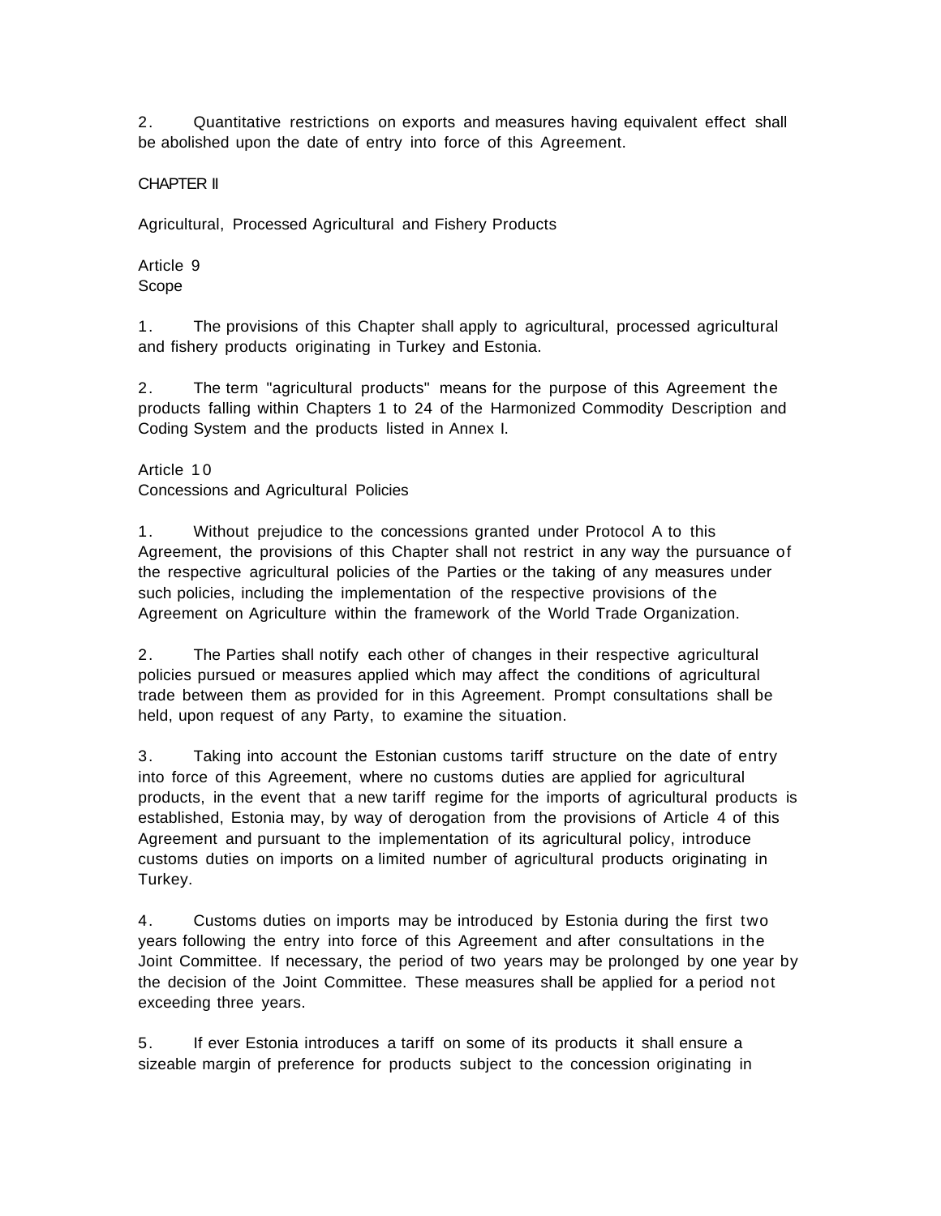2. Quantitative restrictions on exports and measures having equivalent effect shall be abolished upon the date of entry into force of this Agreement.

## CHAPTER II

## Agricultural, Processed Agricultural and Fishery Products

### Article 9
### Scope

1. The provisions of this Chapter shall apply to agricultural, processed agricultural and fishery products originating in Turkey and Estonia.

2. The term "agricultural products" means for the purpose of this Agreement the products falling within Chapters 1 to 24 of the Harmonized Commodity Description and Coding System and the products listed in Annex I.

### Article 10
### Concessions and Agricultural Policies

1. Without prejudice to the concessions granted under Protocol A to this Agreement, the provisions of this Chapter shall not restrict in any way the pursuance of the respective agricultural policies of the Parties or the taking of any measures under such policies, including the implementation of the respective provisions of the Agreement on Agriculture within the framework of the World Trade Organization.

2. The Parties shall notify each other of changes in their respective agricultural policies pursued or measures applied which may affect the conditions of agricultural trade between them as provided for in this Agreement. Prompt consultations shall be held, upon request of any Party, to examine the situation.

3. Taking into account the Estonian customs tariff structure on the date of entry into force of this Agreement, where no customs duties are applied for agricultural products, in the event that a new tariff regime for the imports of agricultural products is established, Estonia may, by way of derogation from the provisions of Article 4 of this Agreement and pursuant to the implementation of its agricultural policy, introduce customs duties on imports on a limited number of agricultural products originating in Turkey.

4. Customs duties on imports may be introduced by Estonia during the first two years following the entry into force of this Agreement and after consultations in the Joint Committee. If necessary, the period of two years may be prolonged by one year by the decision of the Joint Committee. These measures shall be applied for a period not exceeding three years.

5. If ever Estonia introduces a tariff on some of its products it shall ensure a sizeable margin of preference for products subject to the concession originating in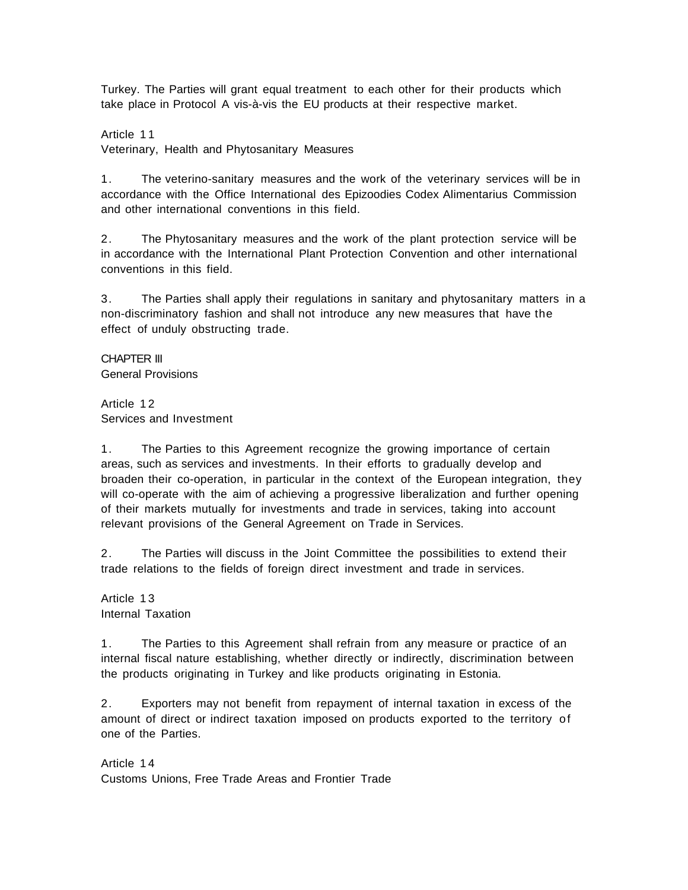Turkey. The Parties will grant equal treatment to each other for their products which take place in Protocol A vis-à-vis the EU products at their respective market.

Article 11
Veterinary, Health and Phytosanitary Measures

1. The veterino-sanitary measures and the work of the veterinary services will be in accordance with the Office International des Epizoodies Codex Alimentarius Commission and other international conventions in this field.

2. The Phytosanitary measures and the work of the plant protection service will be in accordance with the International Plant Protection Convention and other international conventions in this field.

3. The Parties shall apply their regulations in sanitary and phytosanitary matters in a non-discriminatory fashion and shall not introduce any new measures that have the effect of unduly obstructing trade.

CHAPTER III
General Provisions

Article 12
Services and Investment

1. The Parties to this Agreement recognize the growing importance of certain areas, such as services and investments. In their efforts to gradually develop and broaden their co-operation, in particular in the context of the European integration, they will co-operate with the aim of achieving a progressive liberalization and further opening of their markets mutually for investments and trade in services, taking into account relevant provisions of the General Agreement on Trade in Services.

2. The Parties will discuss in the Joint Committee the possibilities to extend their trade relations to the fields of foreign direct investment and trade in services.

Article 13
Internal Taxation

1. The Parties to this Agreement shall refrain from any measure or practice of an internal fiscal nature establishing, whether directly or indirectly, discrimination between the products originating in Turkey and like products originating in Estonia.

2. Exporters may not benefit from repayment of internal taxation in excess of the amount of direct or indirect taxation imposed on products exported to the territory of one of the Parties.

Article 14
Customs Unions, Free Trade Areas and Frontier Trade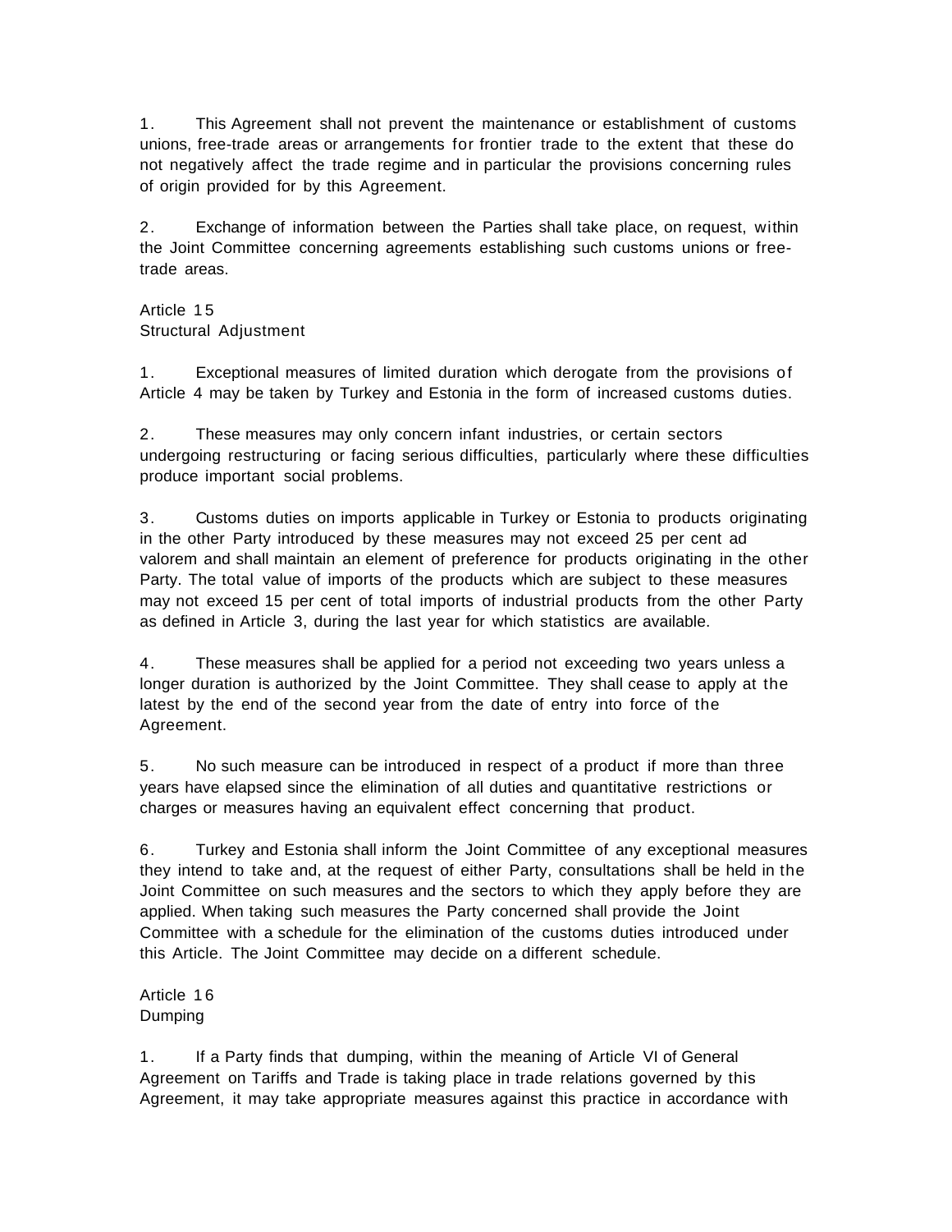1. This Agreement shall not prevent the maintenance or establishment of customs unions, free-trade areas or arrangements for frontier trade to the extent that these do not negatively affect the trade regime and in particular the provisions concerning rules of origin provided for by this Agreement.

2. Exchange of information between the Parties shall take place, on request, within the Joint Committee concerning agreements establishing such customs unions or free-trade areas.

Article 15
Structural Adjustment

1. Exceptional measures of limited duration which derogate from the provisions of Article 4 may be taken by Turkey and Estonia in the form of increased customs duties.

2. These measures may only concern infant industries, or certain sectors undergoing restructuring or facing serious difficulties, particularly where these difficulties produce important social problems.

3. Customs duties on imports applicable in Turkey or Estonia to products originating in the other Party introduced by these measures may not exceed 25 per cent ad valorem and shall maintain an element of preference for products originating in the other Party. The total value of imports of the products which are subject to these measures may not exceed 15 per cent of total imports of industrial products from the other Party as defined in Article 3, during the last year for which statistics are available.

4. These measures shall be applied for a period not exceeding two years unless a longer duration is authorized by the Joint Committee. They shall cease to apply at the latest by the end of the second year from the date of entry into force of the Agreement.

5. No such measure can be introduced in respect of a product if more than three years have elapsed since the elimination of all duties and quantitative restrictions or charges or measures having an equivalent effect concerning that product.

6. Turkey and Estonia shall inform the Joint Committee of any exceptional measures they intend to take and, at the request of either Party, consultations shall be held in the Joint Committee on such measures and the sectors to which they apply before they are applied. When taking such measures the Party concerned shall provide the Joint Committee with a schedule for the elimination of the customs duties introduced under this Article. The Joint Committee may decide on a different schedule.

Article 16
Dumping

1. If a Party finds that dumping, within the meaning of Article VI of General Agreement on Tariffs and Trade is taking place in trade relations governed by this Agreement, it may take appropriate measures against this practice in accordance with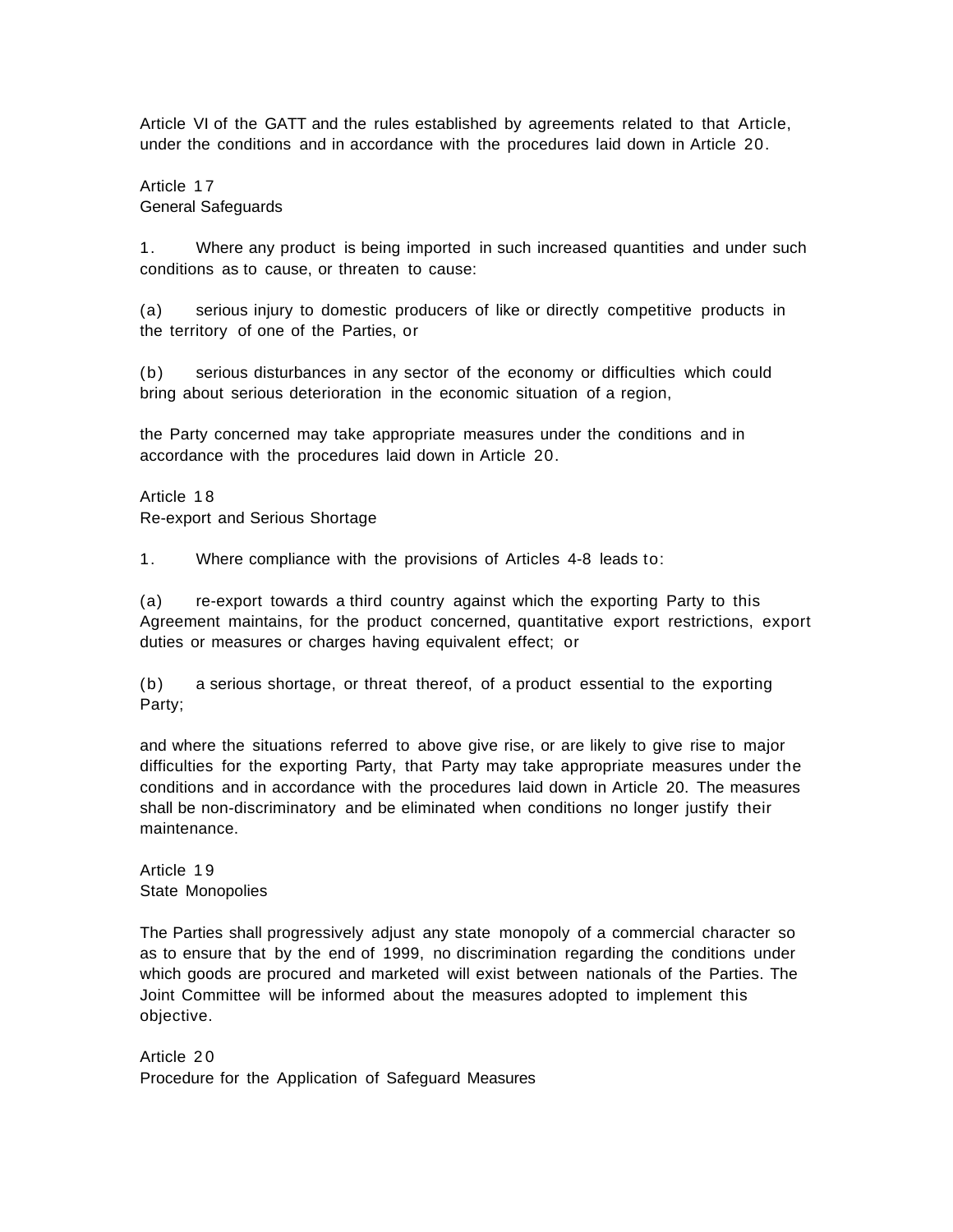Article VI of the GATT and the rules established by agreements related to that Article, under the conditions and in accordance with the procedures laid down in Article 20.

### Article 17
### General Safeguards

1. Where any product is being imported in such increased quantities and under such conditions as to cause, or threaten to cause:

(a) serious injury to domestic producers of like or directly competitive products in the territory of one of the Parties, or

(b) serious disturbances in any sector of the economy or difficulties which could bring about serious deterioration in the economic situation of a region,

the Party concerned may take appropriate measures under the conditions and in accordance with the procedures laid down in Article 20.

### Article 18
### Re-export and Serious Shortage

1. Where compliance with the provisions of Articles 4-8 leads to:

(a) re-export towards a third country against which the exporting Party to this Agreement maintains, for the product concerned, quantitative export restrictions, export duties or measures or charges having equivalent effect; or

(b) a serious shortage, or threat thereof, of a product essential to the exporting Party;

and where the situations referred to above give rise, or are likely to give rise to major difficulties for the exporting Party, that Party may take appropriate measures under the conditions and in accordance with the procedures laid down in Article 20. The measures shall be non-discriminatory and be eliminated when conditions no longer justify their maintenance.

### Article 19
### State Monopolies

The Parties shall progressively adjust any state monopoly of a commercial character so as to ensure that by the end of 1999, no discrimination regarding the conditions under which goods are procured and marketed will exist between nationals of the Parties. The Joint Committee will be informed about the measures adopted to implement this objective.

### Article 20
### Procedure for the Application of Safeguard Measures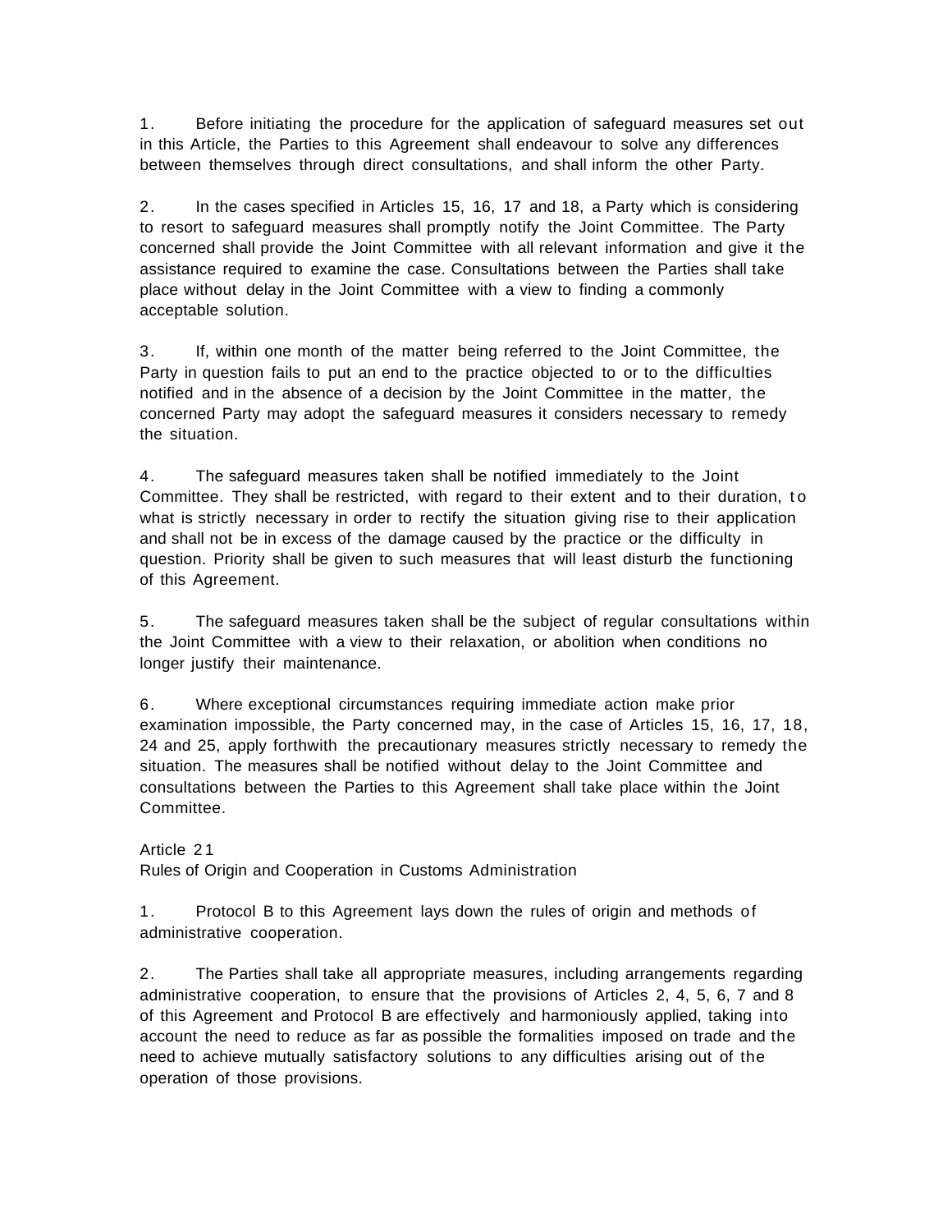1. Before initiating the procedure for the application of safeguard measures set out in this Article, the Parties to this Agreement shall endeavour to solve any differences between themselves through direct consultations, and shall inform the other Party.

2. In the cases specified in Articles 15, 16, 17 and 18, a Party which is considering to resort to safeguard measures shall promptly notify the Joint Committee. The Party concerned shall provide the Joint Committee with all relevant information and give it the assistance required to examine the case. Consultations between the Parties shall take place without delay in the Joint Committee with a view to finding a commonly acceptable solution.

3. If, within one month of the matter being referred to the Joint Committee, the Party in question fails to put an end to the practice objected to or to the difficulties notified and in the absence of a decision by the Joint Committee in the matter, the concerned Party may adopt the safeguard measures it considers necessary to remedy the situation.

4. The safeguard measures taken shall be notified immediately to the Joint Committee. They shall be restricted, with regard to their extent and to their duration, to what is strictly necessary in order to rectify the situation giving rise to their application and shall not be in excess of the damage caused by the practice or the difficulty in question. Priority shall be given to such measures that will least disturb the functioning of this Agreement.

5. The safeguard measures taken shall be the subject of regular consultations within the Joint Committee with a view to their relaxation, or abolition when conditions no longer justify their maintenance.

6. Where exceptional circumstances requiring immediate action make prior examination impossible, the Party concerned may, in the case of Articles 15, 16, 17, 18, 24 and 25, apply forthwith the precautionary measures strictly necessary to remedy the situation. The measures shall be notified without delay to the Joint Committee and consultations between the Parties to this Agreement shall take place within the Joint Committee.

Article 21
Rules of Origin and Cooperation in Customs Administration

1. Protocol B to this Agreement lays down the rules of origin and methods of administrative cooperation.

2. The Parties shall take all appropriate measures, including arrangements regarding administrative cooperation, to ensure that the provisions of Articles 2, 4, 5, 6, 7 and 8 of this Agreement and Protocol B are effectively and harmoniously applied, taking into account the need to reduce as far as possible the formalities imposed on trade and the need to achieve mutually satisfactory solutions to any difficulties arising out of the operation of those provisions.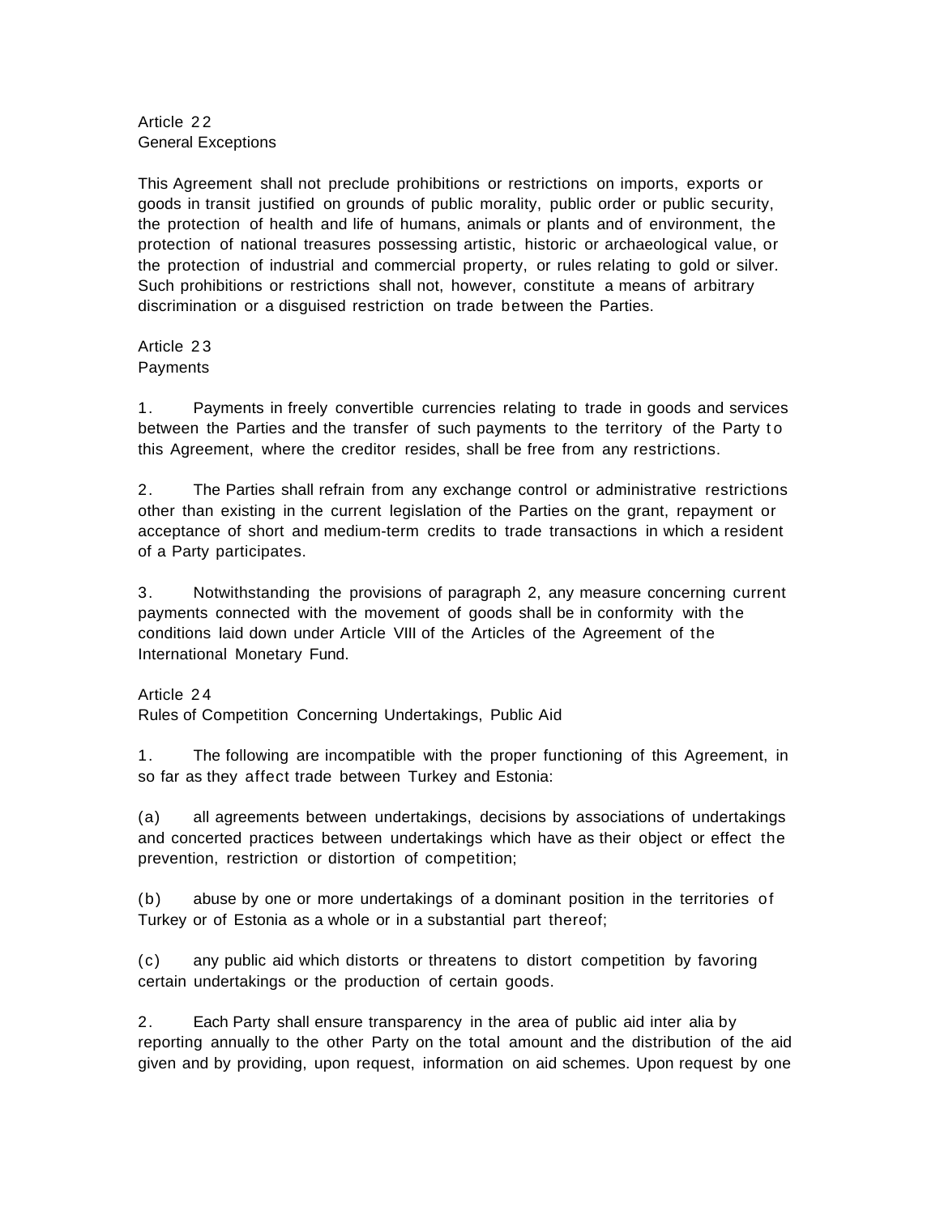Article 22
General Exceptions

This Agreement shall not preclude prohibitions or restrictions on imports, exports or goods in transit justified on grounds of public morality, public order or public security, the protection of health and life of humans, animals or plants and of environment, the protection of national treasures possessing artistic, historic or archaeological value, or the protection of industrial and commercial property, or rules relating to gold or silver. Such prohibitions or restrictions shall not, however, constitute a means of arbitrary discrimination or a disguised restriction on trade between the Parties.

Article 23
Payments

1. Payments in freely convertible currencies relating to trade in goods and services between the Parties and the transfer of such payments to the territory of the Party to this Agreement, where the creditor resides, shall be free from any restrictions.

2. The Parties shall refrain from any exchange control or administrative restrictions other than existing in the current legislation of the Parties on the grant, repayment or acceptance of short and medium-term credits to trade transactions in which a resident of a Party participates.

3. Notwithstanding the provisions of paragraph 2, any measure concerning current payments connected with the movement of goods shall be in conformity with the conditions laid down under Article VIII of the Articles of the Agreement of the International Monetary Fund.

Article 24
Rules of Competition Concerning Undertakings, Public Aid

1. The following are incompatible with the proper functioning of this Agreement, in so far as they affect trade between Turkey and Estonia:

(a) all agreements between undertakings, decisions by associations of undertakings and concerted practices between undertakings which have as their object or effect the prevention, restriction or distortion of competition;

(b) abuse by one or more undertakings of a dominant position in the territories of Turkey or of Estonia as a whole or in a substantial part thereof;

(c) any public aid which distorts or threatens to distort competition by favoring certain undertakings or the production of certain goods.

2. Each Party shall ensure transparency in the area of public aid inter alia by reporting annually to the other Party on the total amount and the distribution of the aid given and by providing, upon request, information on aid schemes. Upon request by one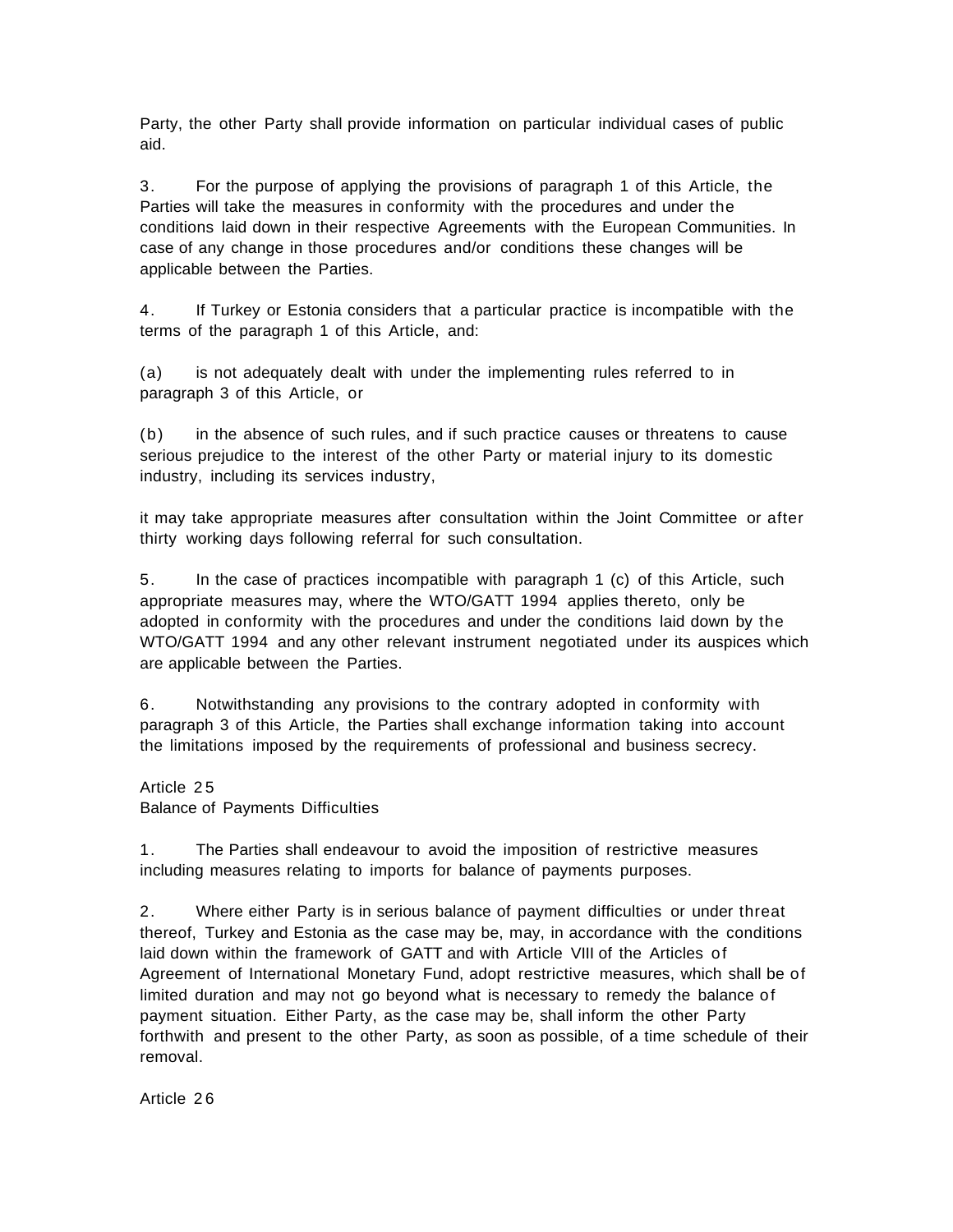Party, the other Party shall provide information on particular individual cases of public aid.

3. For the purpose of applying the provisions of paragraph 1 of this Article, the Parties will take the measures in conformity with the procedures and under the conditions laid down in their respective Agreements with the European Communities. In case of any change in those procedures and/or conditions these changes will be applicable between the Parties.

4. If Turkey or Estonia considers that a particular practice is incompatible with the terms of the paragraph 1 of this Article, and:

(a) is not adequately dealt with under the implementing rules referred to in paragraph 3 of this Article, or

(b) in the absence of such rules, and if such practice causes or threatens to cause serious prejudice to the interest of the other Party or material injury to its domestic industry, including its services industry,

it may take appropriate measures after consultation within the Joint Committee or after thirty working days following referral for such consultation.

5. In the case of practices incompatible with paragraph 1 (c) of this Article, such appropriate measures may, where the WTO/GATT 1994 applies thereto, only be adopted in conformity with the procedures and under the conditions laid down by the WTO/GATT 1994 and any other relevant instrument negotiated under its auspices which are applicable between the Parties.

6. Notwithstanding any provisions to the contrary adopted in conformity with paragraph 3 of this Article, the Parties shall exchange information taking into account the limitations imposed by the requirements of professional and business secrecy.

Article 25
Balance of Payments Difficulties

1. The Parties shall endeavour to avoid the imposition of restrictive measures including measures relating to imports for balance of payments purposes.

2. Where either Party is in serious balance of payment difficulties or under threat thereof, Turkey and Estonia as the case may be, may, in accordance with the conditions laid down within the framework of GATT and with Article VIII of the Articles of Agreement of International Monetary Fund, adopt restrictive measures, which shall be of limited duration and may not go beyond what is necessary to remedy the balance of payment situation. Either Party, as the case may be, shall inform the other Party forthwith and present to the other Party, as soon as possible, of a time schedule of their removal.

Article 26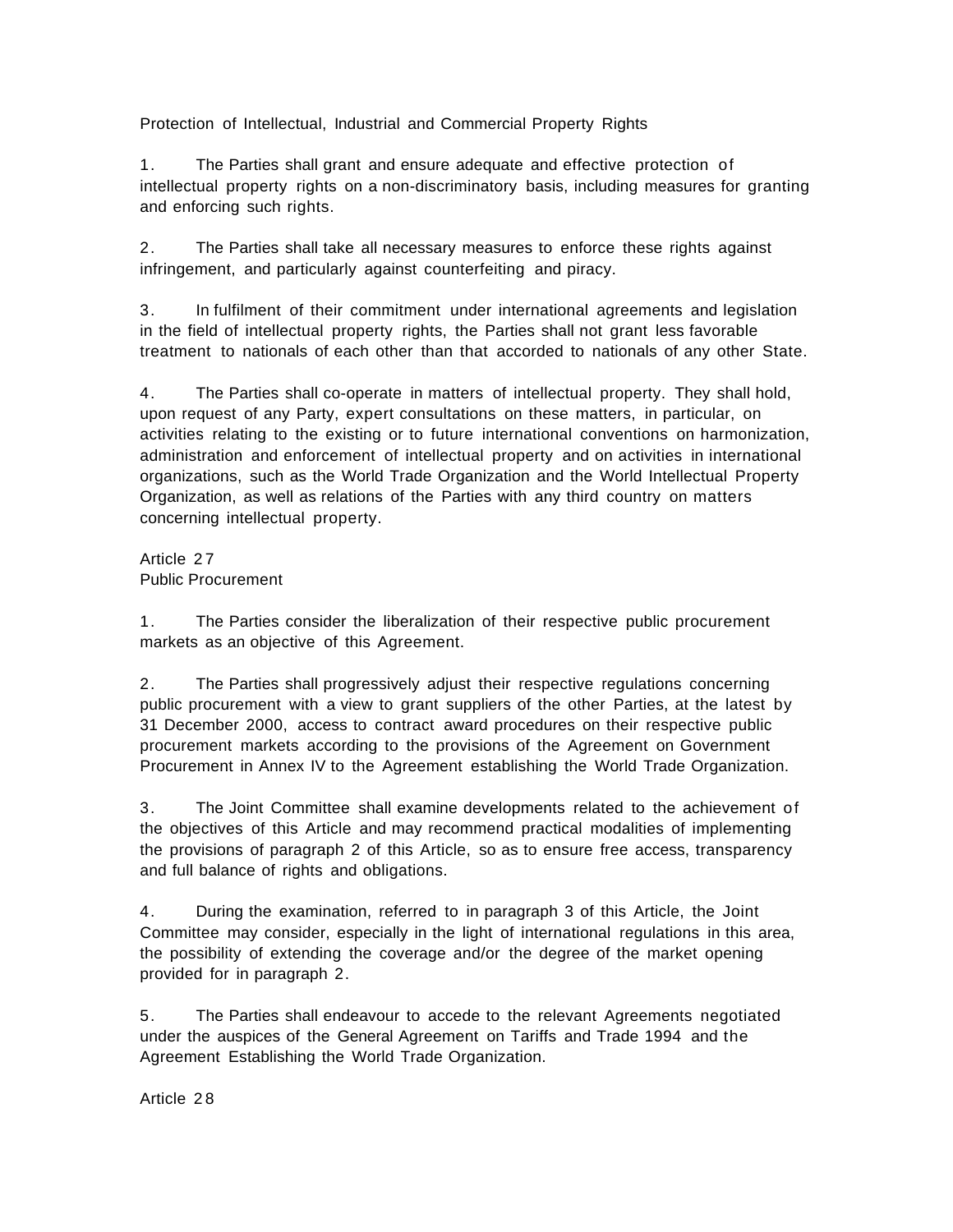Protection of Intellectual, Industrial and Commercial Property Rights

1. The Parties shall grant and ensure adequate and effective protection of intellectual property rights on a non-discriminatory basis, including measures for granting and enforcing such rights.

2. The Parties shall take all necessary measures to enforce these rights against infringement, and particularly against counterfeiting and piracy.

3. In fulfilment of their commitment under international agreements and legislation in the field of intellectual property rights, the Parties shall not grant less favorable treatment to nationals of each other than that accorded to nationals of any other State.

4. The Parties shall co-operate in matters of intellectual property. They shall hold, upon request of any Party, expert consultations on these matters, in particular, on activities relating to the existing or to future international conventions on harmonization, administration and enforcement of intellectual property and on activities in international organizations, such as the World Trade Organization and the World Intellectual Property Organization, as well as relations of the Parties with any third country on matters concerning intellectual property.

Article 27
Public Procurement

1. The Parties consider the liberalization of their respective public procurement markets as an objective of this Agreement.

2. The Parties shall progressively adjust their respective regulations concerning public procurement with a view to grant suppliers of the other Parties, at the latest by 31 December 2000, access to contract award procedures on their respective public procurement markets according to the provisions of the Agreement on Government Procurement in Annex IV to the Agreement establishing the World Trade Organization.

3. The Joint Committee shall examine developments related to the achievement of the objectives of this Article and may recommend practical modalities of implementing the provisions of paragraph 2 of this Article, so as to ensure free access, transparency and full balance of rights and obligations.

4. During the examination, referred to in paragraph 3 of this Article, the Joint Committee may consider, especially in the light of international regulations in this area, the possibility of extending the coverage and/or the degree of the market opening provided for in paragraph 2.

5. The Parties shall endeavour to accede to the relevant Agreements negotiated under the auspices of the General Agreement on Tariffs and Trade 1994 and the Agreement Establishing the World Trade Organization.

Article 28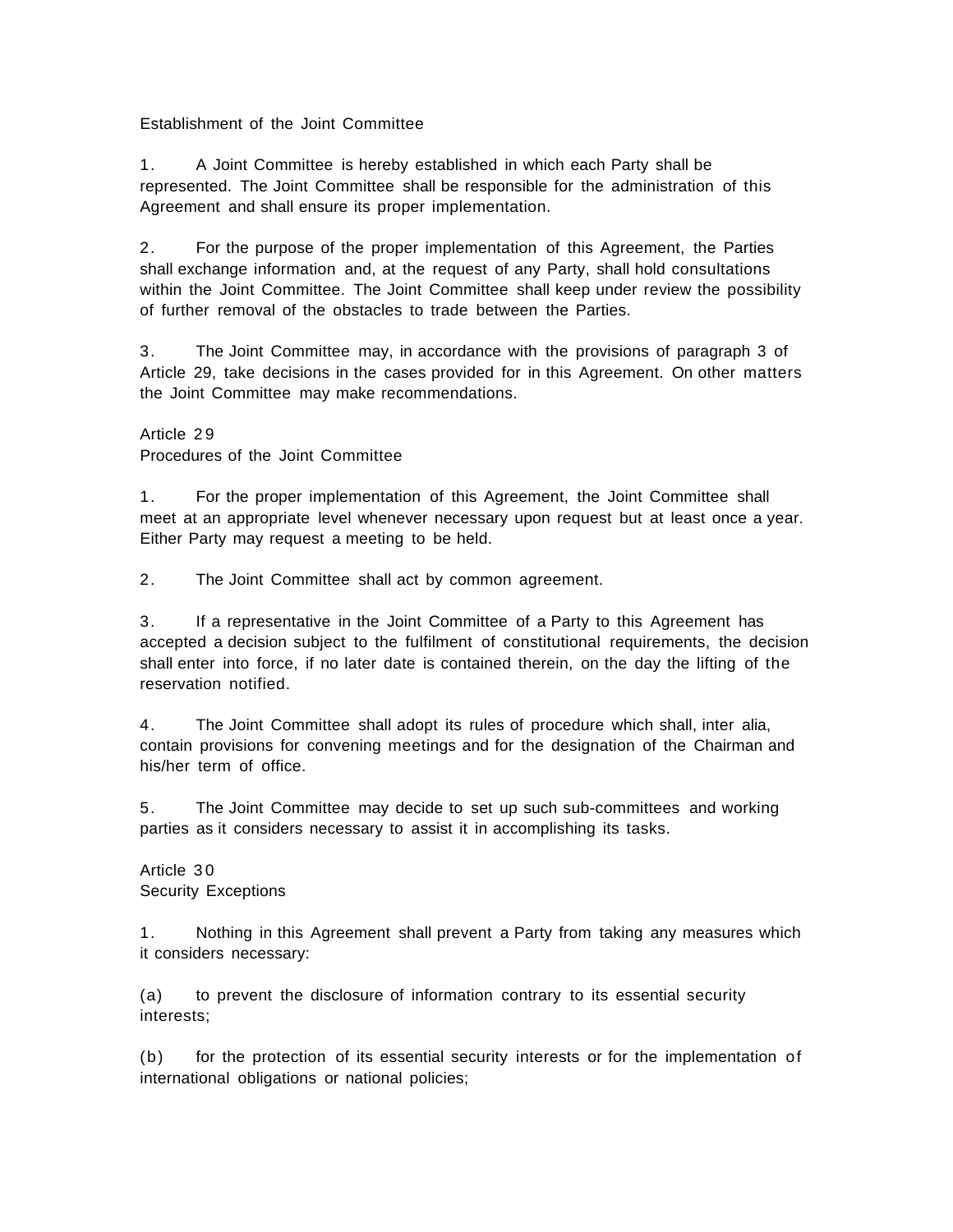Establishment of the Joint Committee

1. A Joint Committee is hereby established in which each Party shall be represented. The Joint Committee shall be responsible for the administration of this Agreement and shall ensure its proper implementation.

2. For the purpose of the proper implementation of this Agreement, the Parties shall exchange information and, at the request of any Party, shall hold consultations within the Joint Committee. The Joint Committee shall keep under review the possibility of further removal of the obstacles to trade between the Parties.

3. The Joint Committee may, in accordance with the provisions of paragraph 3 of Article 29, take decisions in the cases provided for in this Agreement. On other matters the Joint Committee may make recommendations.

Article 29
Procedures of the Joint Committee

1. For the proper implementation of this Agreement, the Joint Committee shall meet at an appropriate level whenever necessary upon request but at least once a year. Either Party may request a meeting to be held.

2. The Joint Committee shall act by common agreement.

3. If a representative in the Joint Committee of a Party to this Agreement has accepted a decision subject to the fulfilment of constitutional requirements, the decision shall enter into force, if no later date is contained therein, on the day the lifting of the reservation notified.

4. The Joint Committee shall adopt its rules of procedure which shall, inter alia, contain provisions for convening meetings and for the designation of the Chairman and his/her term of office.

5. The Joint Committee may decide to set up such sub-committees and working parties as it considers necessary to assist it in accomplishing its tasks.

Article 30
Security Exceptions

1. Nothing in this Agreement shall prevent a Party from taking any measures which it considers necessary:

(a) to prevent the disclosure of information contrary to its essential security interests;

(b) for the protection of its essential security interests or for the implementation of international obligations or national policies;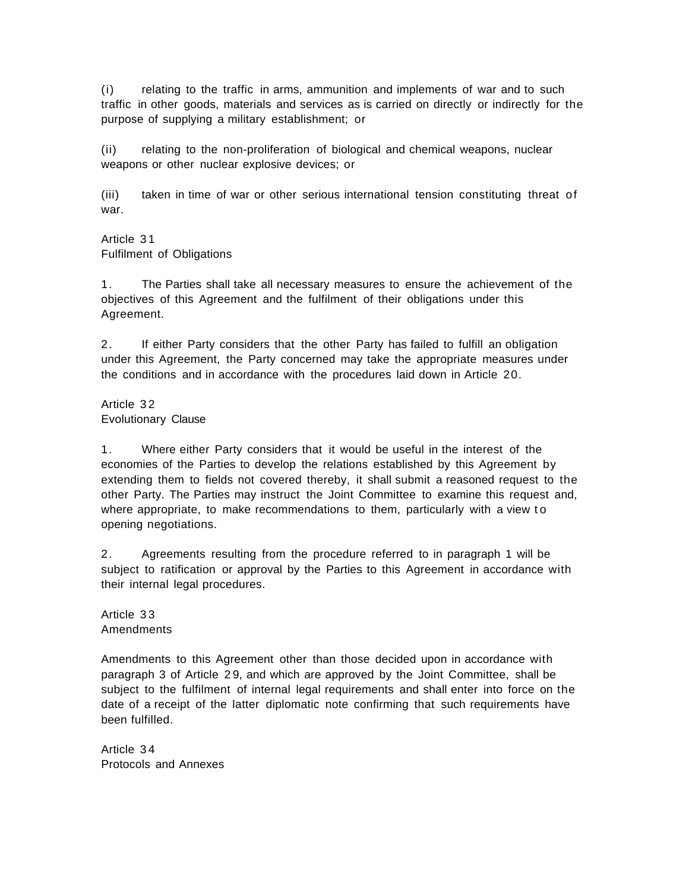(i) relating to the traffic in arms, ammunition and implements of war and to such traffic in other goods, materials and services as is carried on directly or indirectly for the purpose of supplying a military establishment; or

(ii) relating to the non-proliferation of biological and chemical weapons, nuclear weapons or other nuclear explosive devices; or

(iii) taken in time of war or other serious international tension constituting threat of war.

Article 31
Fulfilment of Obligations

1. The Parties shall take all necessary measures to ensure the achievement of the objectives of this Agreement and the fulfilment of their obligations under this Agreement.

2. If either Party considers that the other Party has failed to fulfill an obligation under this Agreement, the Party concerned may take the appropriate measures under the conditions and in accordance with the procedures laid down in Article 20.

Article 32
Evolutionary Clause

1. Where either Party considers that it would be useful in the interest of the economies of the Parties to develop the relations established by this Agreement by extending them to fields not covered thereby, it shall submit a reasoned request to the other Party. The Parties may instruct the Joint Committee to examine this request and, where appropriate, to make recommendations to them, particularly with a view to opening negotiations.

2. Agreements resulting from the procedure referred to in paragraph 1 will be subject to ratification or approval by the Parties to this Agreement in accordance with their internal legal procedures.

Article 33
Amendments

Amendments to this Agreement other than those decided upon in accordance with paragraph 3 of Article 29, and which are approved by the Joint Committee, shall be subject to the fulfilment of internal legal requirements and shall enter into force on the date of a receipt of the latter diplomatic note confirming that such requirements have been fulfilled.

Article 34
Protocols and Annexes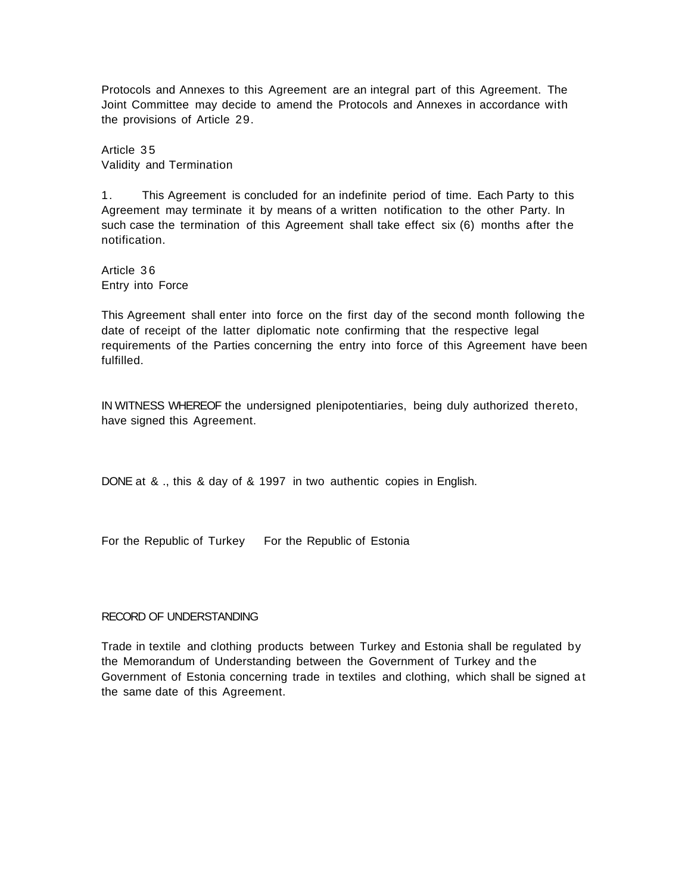Protocols and Annexes to this Agreement are an integral part of this Agreement. The Joint Committee may decide to amend the Protocols and Annexes in accordance with the provisions of Article 29.

Article 35
Validity and Termination

1. This Agreement is concluded for an indefinite period of time. Each Party to this Agreement may terminate it by means of a written notification to the other Party. In such case the termination of this Agreement shall take effect six (6) months after the notification.

Article 36
Entry into Force

This Agreement shall enter into force on the first day of the second month following the date of receipt of the latter diplomatic note confirming that the respective legal requirements of the Parties concerning the entry into force of this Agreement have been fulfilled.

IN WITNESS WHEREOF the undersigned plenipotentiaries, being duly authorized thereto, have signed this Agreement.

DONE at & ., this & day of & 1997 in two authentic copies in English.

For the Republic of Turkey For the Republic of Estonia

RECORD OF UNDERSTANDING

Trade in textile and clothing products between Turkey and Estonia shall be regulated by the Memorandum of Understanding between the Government of Turkey and the Government of Estonia concerning trade in textiles and clothing, which shall be signed at the same date of this Agreement.